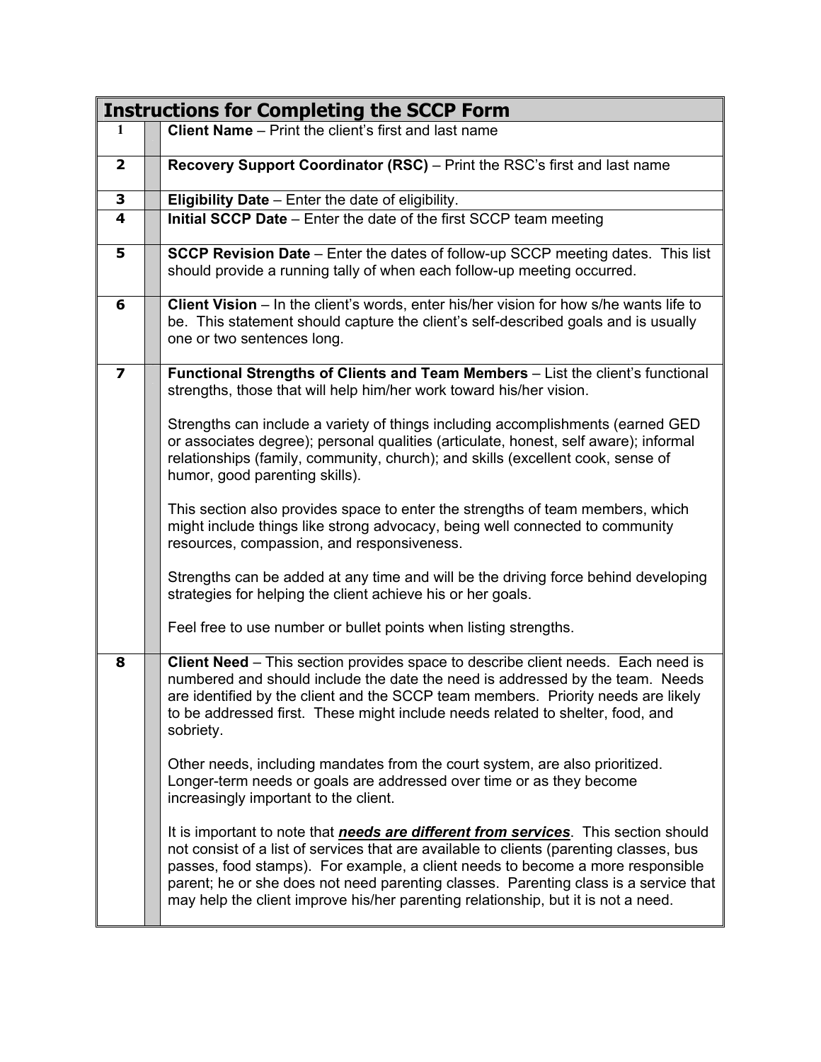| Instructions for Completing the SCCP Form | | |
|---|---|---|
| 1 | | **Client Name** – Print the client's first and last name |
| 2 | | **Recovery Support Coordinator (RSC)** – Print the RSC's first and last name |
| 3 | | **Eligibility Date** – Enter the date of eligibility. |
| 4 | | **Initial SCCP Date** – Enter the date of the first SCCP team meeting |
| 5 | | **SCCP Revision Date** – Enter the dates of follow-up SCCP meeting dates. This list should provide a running tally of when each follow-up meeting occurred. |
| 6 | | **Client Vision** – In the client's words, enter his/her vision for how s/he wants life to be. This statement should capture the client's self-described goals and is usually one or two sentences long. |
| 7 | | **Functional Strengths of Clients and Team Members** – List the client's functional strengths, those that will help him/her work toward his/her vision.<br><br>Strengths can include a variety of things including accomplishments (earned GED or associates degree); personal qualities (articulate, honest, self aware); informal relationships (family, community, church); and skills (excellent cook, sense of humor, good parenting skills).<br><br>This section also provides space to enter the strengths of team members, which might include things like strong advocacy, being well connected to community resources, compassion, and responsiveness.<br><br>Strengths can be added at any time and will be the driving force behind developing strategies for helping the client achieve his or her goals.<br><br>Feel free to use number or bullet points when listing strengths. |
| 8 | | **Client Need** – This section provides space to describe client needs. Each need is numbered and should include the date the need is addressed by the team. Needs are identified by the client and the SCCP team members. Priority needs are likely to be addressed first. These might include needs related to shelter, food, and sobriety.<br><br>Other needs, including mandates from the court system, are also prioritized. Longer-term needs or goals are addressed over time or as they become increasingly important to the client.<br><br>It is important to note that ***<u>needs are different from services</u>***. This section should not consist of a list of services that are available to clients (parenting classes, bus passes, food stamps). For example, a client needs to become a more responsible parent; he or she does not need parenting classes. Parenting class is a service that may help the client improve his/her parenting relationship, but it is not a need. |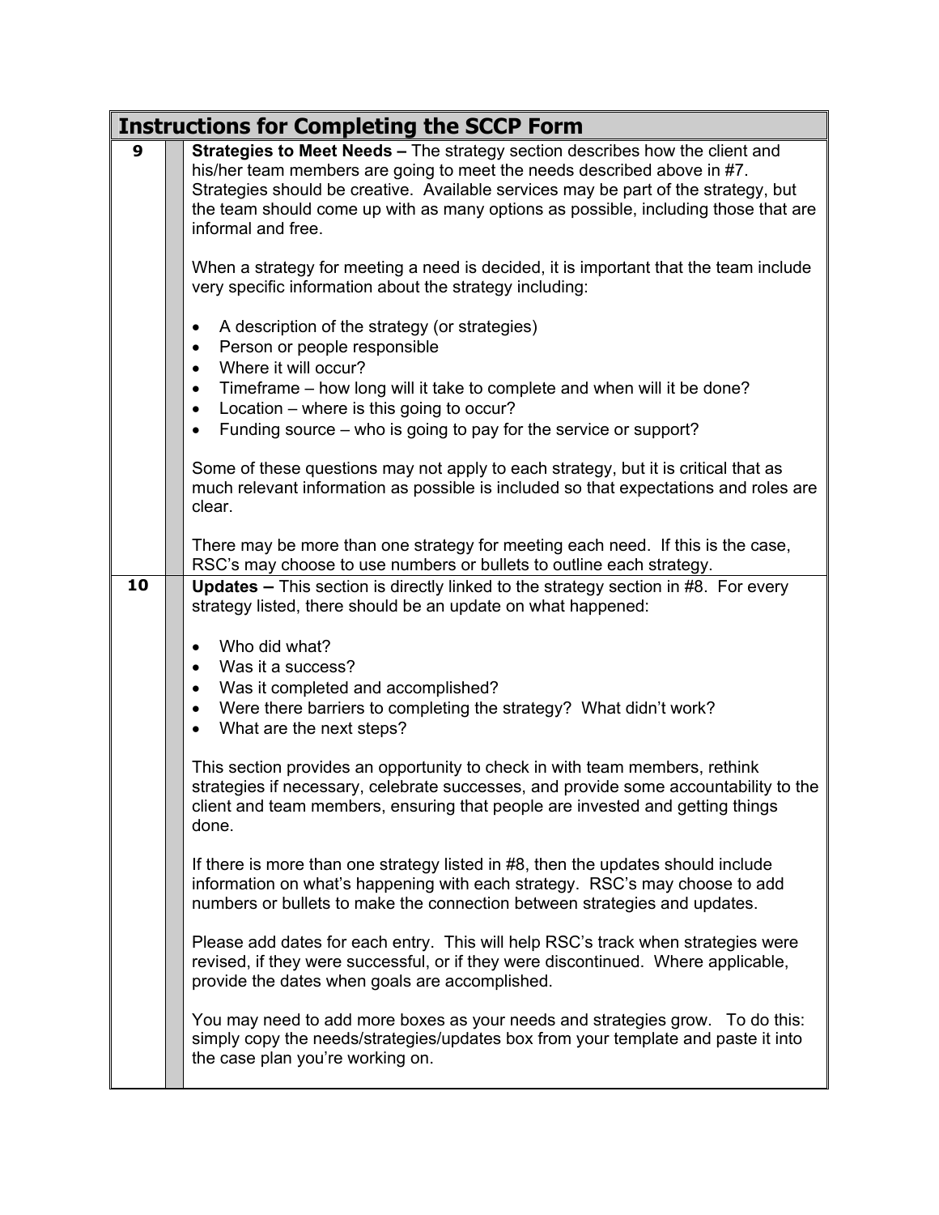## Instructions for Completing the SCCP Form

| | |
|---|---|
| **9** | **Strategies to Meet Needs –** The strategy section describes how the client and his/her team members are going to meet the needs described above in #7. Strategies should be creative. Available services may be part of the strategy, but the team should come up with as many options as possible, including those that are informal and free.<br><br>When a strategy for meeting a need is decided, it is important that the team include very specific information about the strategy including:<br><br>• A description of the strategy (or strategies)<br>• Person or people responsible<br>• Where it will occur?<br>• Timeframe – how long will it take to complete and when will it be done?<br>• Location – where is this going to occur?<br>• Funding source – who is going to pay for the service or support?<br><br>Some of these questions may not apply to each strategy, but it is critical that as much relevant information as possible is included so that expectations and roles are clear.<br><br>There may be more than one strategy for meeting each need. If this is the case, RSC's may choose to use numbers or bullets to outline each strategy. |
| **10** | **Updates –** This section is directly linked to the strategy section in #8. For every strategy listed, there should be an update on what happened:<br><br>• Who did what?<br>• Was it a success?<br>• Was it completed and accomplished?<br>• Were there barriers to completing the strategy? What didn't work?<br>• What are the next steps?<br><br>This section provides an opportunity to check in with team members, rethink strategies if necessary, celebrate successes, and provide some accountability to the client and team members, ensuring that people are invested and getting things done.<br><br>If there is more than one strategy listed in #8, then the updates should include information on what's happening with each strategy. RSC's may choose to add numbers or bullets to make the connection between strategies and updates.<br><br>Please add dates for each entry. This will help RSC's track when strategies were revised, if they were successful, or if they were discontinued. Where applicable, provide the dates when goals are accomplished.<br><br>You may need to add more boxes as your needs and strategies grow. To do this: simply copy the needs/strategies/updates box from your template and paste it into the case plan you're working on. |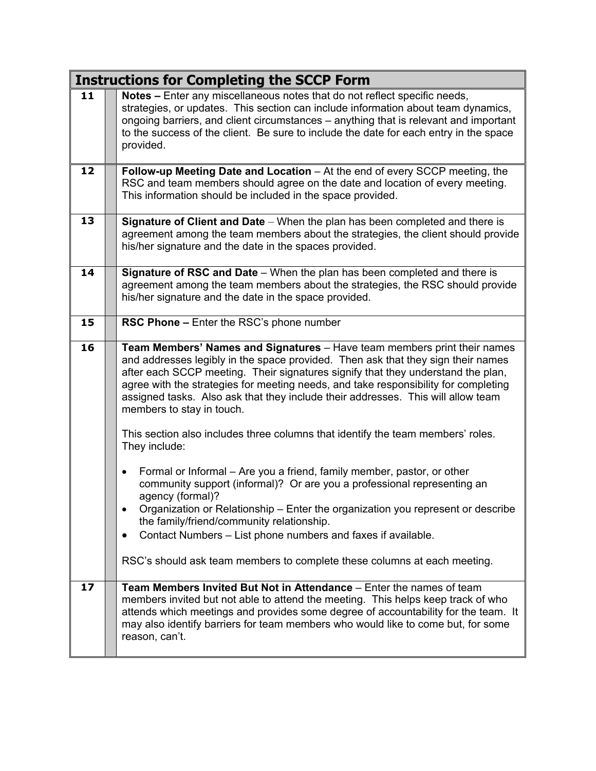| Instructions for Completing the SCCP Form | |
|---|---|
| **11** | **Notes –** Enter any miscellaneous notes that do not reflect specific needs, strategies, or updates. This section can include information about team dynamics, ongoing barriers, and client circumstances – anything that is relevant and important to the success of the client. Be sure to include the date for each entry in the space provided. |
| **12** | **Follow-up Meeting Date and Location** – At the end of every SCCP meeting, the RSC and team members should agree on the date and location of every meeting. This information should be included in the space provided. |
| **13** | **Signature of Client and Date** – When the plan has been completed and there is agreement among the team members about the strategies, the client should provide his/her signature and the date in the spaces provided. |
| **14** | **Signature of RSC and Date** – When the plan has been completed and there is agreement among the team members about the strategies, the RSC should provide his/her signature and the date in the space provided. |
| **15** | **RSC Phone –** Enter the RSC's phone number |
| **16** | **Team Members' Names and Signatures** – Have team members print their names and addresses legibly in the space provided. Then ask that they sign their names after each SCCP meeting. Their signatures signify that they understand the plan, agree with the strategies for meeting needs, and take responsibility for completing assigned tasks. Also ask that they include their addresses. This will allow team members to stay in touch.<br><br>This section also includes three columns that identify the team members' roles. They include:<br><br>• Formal or Informal – Are you a friend, family member, pastor, or other community support (informal)? Or are you a professional representing an agency (formal)?<br>• Organization or Relationship – Enter the organization you represent or describe the family/friend/community relationship.<br>• Contact Numbers – List phone numbers and faxes if available.<br><br>RSC's should ask team members to complete these columns at each meeting. |
| **17** | **Team Members Invited But Not in Attendance** – Enter the names of team members invited but not able to attend the meeting. This helps keep track of who attends which meetings and provides some degree of accountability for the team. It may also identify barriers for team members who would like to come but, for some reason, can't. |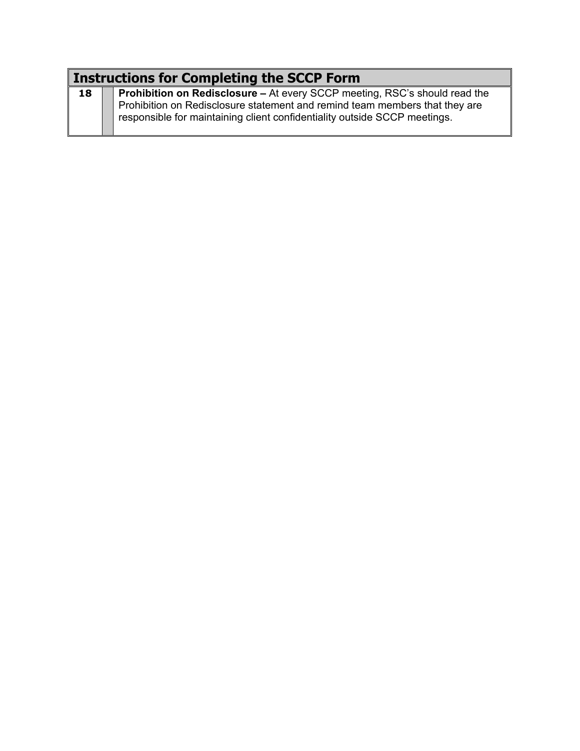| Instructions for Completing the SCCP Form | | |
|---|---|---|
| **18** | | **Prohibition on Redisclosure –** At every SCCP meeting, RSC's should read the Prohibition on Redisclosure statement and remind team members that they are responsible for maintaining client confidentiality outside SCCP meetings. |